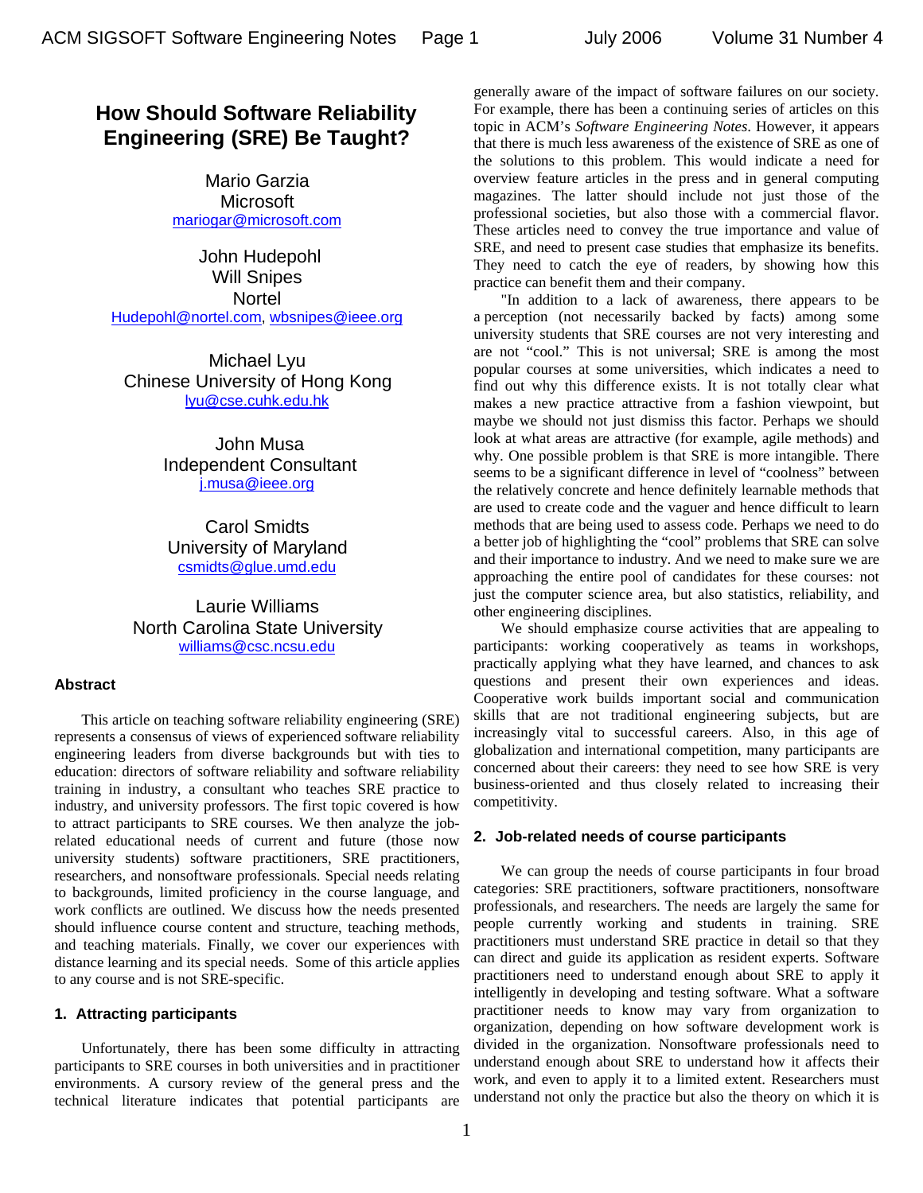# How Should Software Reliability Engineering (SRE) Be Taught?

Mario Garzia
Microsoft
mariogar@microsoft.com

John Hudepohl
Will Snipes
Nortel
Hudepohl@nortel.com, wbsnipes@ieee.org

Michael Lyu
Chinese University of Hong Kong
lyu@cse.cuhk.edu.hk

John Musa
Independent Consultant
j.musa@ieee.org

Carol Smidts
University of Maryland
csmidts@glue.umd.edu

Laurie Williams
North Carolina State University
williams@csc.ncsu.edu

### Abstract

This article on teaching software reliability engineering (SRE) represents a consensus of views of experienced software reliability engineering leaders from diverse backgrounds but with ties to education: directors of software reliability and software reliability training in industry, a consultant who teaches SRE practice to industry, and university professors. The first topic covered is how to attract participants to SRE courses. We then analyze the job-related educational needs of current and future (those now university students) software practitioners, SRE practitioners, researchers, and nonsoftware professionals. Special needs relating to backgrounds, limited proficiency in the course language, and work conflicts are outlined. We discuss how the needs presented should influence course content and structure, teaching methods, and teaching materials. Finally, we cover our experiences with distance learning and its special needs. Some of this article applies to any course and is not SRE-specific.

### 1. Attracting participants

Unfortunately, there has been some difficulty in attracting participants to SRE courses in both universities and in practitioner environments. A cursory review of the general press and the technical literature indicates that potential participants are generally aware of the impact of software failures on our society. For example, there has been a continuing series of articles on this topic in ACM's *Software Engineering Notes*. However, it appears that there is much less awareness of the existence of SRE as one of the solutions to this problem. This would indicate a need for overview feature articles in the press and in general computing magazines. The latter should include not just those of the professional societies, but also those with a commercial flavor. These articles need to convey the true importance and value of SRE, and need to present case studies that emphasize its benefits. They need to catch the eye of readers, by showing how this practice can benefit them and their company.

"In addition to a lack of awareness, there appears to be a perception (not necessarily backed by facts) among some university students that SRE courses are not very interesting and are not "cool." This is not universal; SRE is among the most popular courses at some universities, which indicates a need to find out why this difference exists. It is not totally clear what makes a new practice attractive from a fashion viewpoint, but maybe we should not just dismiss this factor. Perhaps we should look at what areas are attractive (for example, agile methods) and why. One possible problem is that SRE is more intangible. There seems to be a significant difference in level of "coolness" between the relatively concrete and hence definitely learnable methods that are used to create code and the vaguer and hence difficult to learn methods that are being used to assess code. Perhaps we need to do a better job of highlighting the "cool" problems that SRE can solve and their importance to industry. And we need to make sure we are approaching the entire pool of candidates for these courses: not just the computer science area, but also statistics, reliability, and other engineering disciplines.

We should emphasize course activities that are appealing to participants: working cooperatively as teams in workshops, practically applying what they have learned, and chances to ask questions and present their own experiences and ideas. Cooperative work builds important social and communication skills that are not traditional engineering subjects, but are increasingly vital to successful careers. Also, in this age of globalization and international competition, many participants are concerned about their careers: they need to see how SRE is very business-oriented and thus closely related to increasing their competitivity.

### 2. Job-related needs of course participants

We can group the needs of course participants in four broad categories: SRE practitioners, software practitioners, nonsoftware professionals, and researchers. The needs are largely the same for people currently working and students in training. SRE practitioners must understand SRE practice in detail so that they can direct and guide its application as resident experts. Software practitioners need to understand enough about SRE to apply it intelligently in developing and testing software. What a software practitioner needs to know may vary from organization to organization, depending on how software development work is divided in the organization. Nonsoftware professionals need to understand enough about SRE to understand how it affects their work, and even to apply it to a limited extent. Researchers must understand not only the practice but also the theory on which it is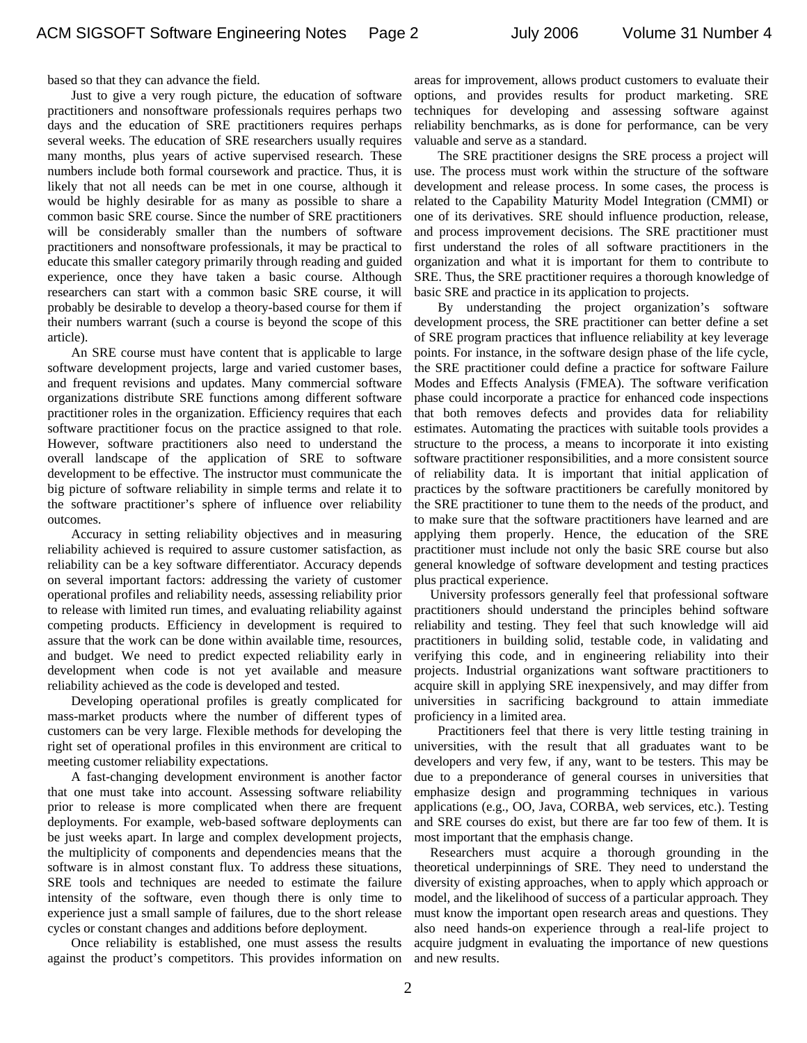based so that they can advance the field.

Just to give a very rough picture, the education of software practitioners and nonsoftware professionals requires perhaps two days and the education of SRE practitioners requires perhaps several weeks. The education of SRE researchers usually requires many months, plus years of active supervised research. These numbers include both formal coursework and practice. Thus, it is likely that not all needs can be met in one course, although it would be highly desirable for as many as possible to share a common basic SRE course. Since the number of SRE practitioners will be considerably smaller than the numbers of software practitioners and nonsoftware professionals, it may be practical to educate this smaller category primarily through reading and guided experience, once they have taken a basic course. Although researchers can start with a common basic SRE course, it will probably be desirable to develop a theory-based course for them if their numbers warrant (such a course is beyond the scope of this article).

An SRE course must have content that is applicable to large software development projects, large and varied customer bases, and frequent revisions and updates. Many commercial software organizations distribute SRE functions among different software practitioner roles in the organization. Efficiency requires that each software practitioner focus on the practice assigned to that role. However, software practitioners also need to understand the overall landscape of the application of SRE to software development to be effective. The instructor must communicate the big picture of software reliability in simple terms and relate it to the software practitioner's sphere of influence over reliability outcomes.

Accuracy in setting reliability objectives and in measuring reliability achieved is required to assure customer satisfaction, as reliability can be a key software differentiator. Accuracy depends on several important factors: addressing the variety of customer operational profiles and reliability needs, assessing reliability prior to release with limited run times, and evaluating reliability against competing products. Efficiency in development is required to assure that the work can be done within available time, resources, and budget. We need to predict expected reliability early in development when code is not yet available and measure reliability achieved as the code is developed and tested.

Developing operational profiles is greatly complicated for mass-market products where the number of different types of customers can be very large. Flexible methods for developing the right set of operational profiles in this environment are critical to meeting customer reliability expectations.

A fast-changing development environment is another factor that one must take into account. Assessing software reliability prior to release is more complicated when there are frequent deployments. For example, web-based software deployments can be just weeks apart. In large and complex development projects, the multiplicity of components and dependencies means that the software is in almost constant flux. To address these situations, SRE tools and techniques are needed to estimate the failure intensity of the software, even though there is only time to experience just a small sample of failures, due to the short release cycles or constant changes and additions before deployment.

Once reliability is established, one must assess the results against the product's competitors. This provides information on areas for improvement, allows product customers to evaluate their options, and provides results for product marketing. SRE techniques for developing and assessing software against reliability benchmarks, as is done for performance, can be very valuable and serve as a standard.

The SRE practitioner designs the SRE process a project will use. The process must work within the structure of the software development and release process. In some cases, the process is related to the Capability Maturity Model Integration (CMMI) or one of its derivatives. SRE should influence production, release, and process improvement decisions. The SRE practitioner must first understand the roles of all software practitioners in the organization and what it is important for them to contribute to SRE. Thus, the SRE practitioner requires a thorough knowledge of basic SRE and practice in its application to projects.

By understanding the project organization's software development process, the SRE practitioner can better define a set of SRE program practices that influence reliability at key leverage points. For instance, in the software design phase of the life cycle, the SRE practitioner could define a practice for software Failure Modes and Effects Analysis (FMEA). The software verification phase could incorporate a practice for enhanced code inspections that both removes defects and provides data for reliability estimates. Automating the practices with suitable tools provides a structure to the process, a means to incorporate it into existing software practitioner responsibilities, and a more consistent source of reliability data. It is important that initial application of practices by the software practitioners be carefully monitored by the SRE practitioner to tune them to the needs of the product, and to make sure that the software practitioners have learned and are applying them properly. Hence, the education of the SRE practitioner must include not only the basic SRE course but also general knowledge of software development and testing practices plus practical experience.

University professors generally feel that professional software practitioners should understand the principles behind software reliability and testing. They feel that such knowledge will aid practitioners in building solid, testable code, in validating and verifying this code, and in engineering reliability into their projects. Industrial organizations want software practitioners to acquire skill in applying SRE inexpensively, and may differ from universities in sacrificing background to attain immediate proficiency in a limited area.

Practitioners feel that there is very little testing training in universities, with the result that all graduates want to be developers and very few, if any, want to be testers. This may be due to a preponderance of general courses in universities that emphasize design and programming techniques in various applications (e.g., OO, Java, CORBA, web services, etc.). Testing and SRE courses do exist, but there are far too few of them. It is most important that the emphasis change.

Researchers must acquire a thorough grounding in the theoretical underpinnings of SRE. They need to understand the diversity of existing approaches, when to apply which approach or model, and the likelihood of success of a particular approach. They must know the important open research areas and questions. They also need hands-on experience through a real-life project to acquire judgment in evaluating the importance of new questions and new results.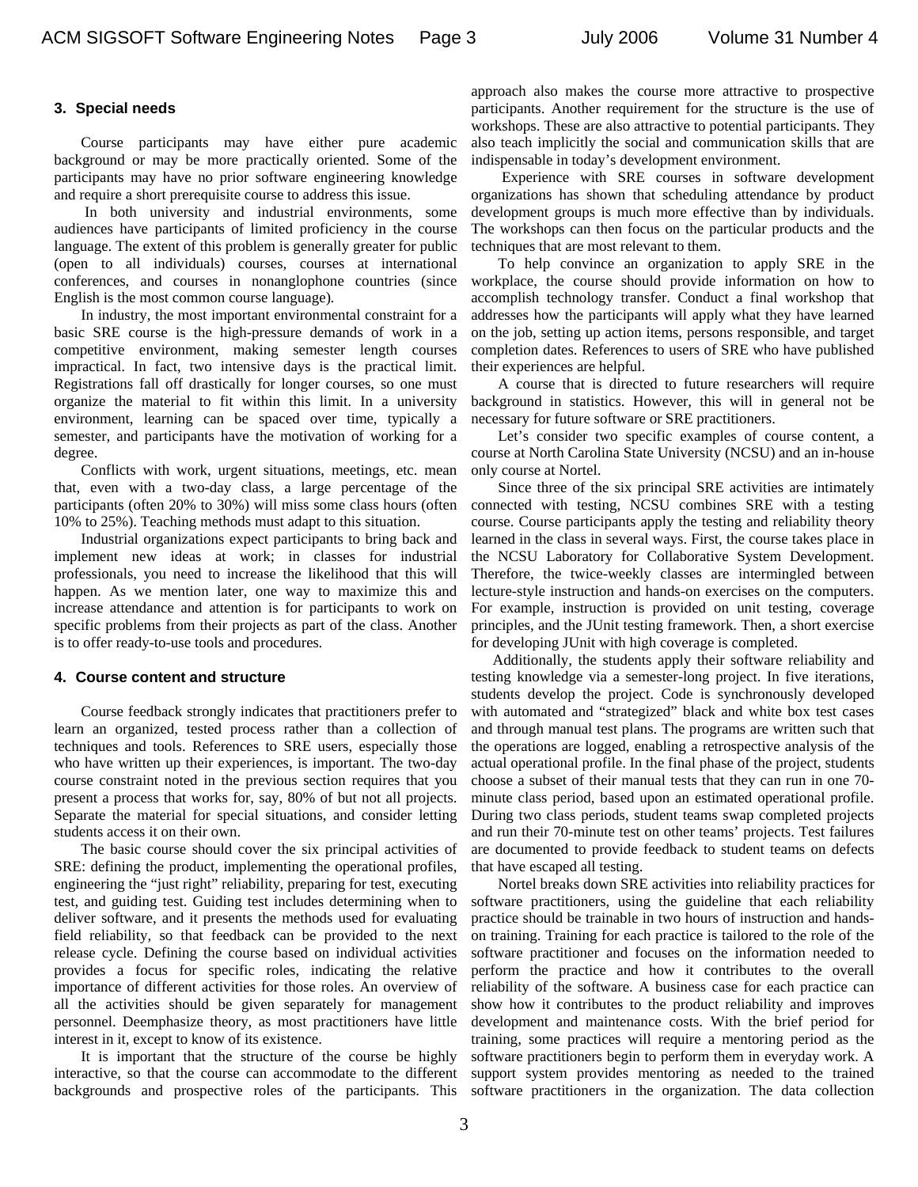## 3. Special needs

Course participants may have either pure academic background or may be more practically oriented. Some of the participants may have no prior software engineering knowledge and require a short prerequisite course to address this issue.

In both university and industrial environments, some audiences have participants of limited proficiency in the course language. The extent of this problem is generally greater for public (open to all individuals) courses, courses at international conferences, and courses in nonanglophone countries (since English is the most common course language).

In industry, the most important environmental constraint for a basic SRE course is the high-pressure demands of work in a competitive environment, making semester length courses impractical. In fact, two intensive days is the practical limit. Registrations fall off drastically for longer courses, so one must organize the material to fit within this limit. In a university environment, learning can be spaced over time, typically a semester, and participants have the motivation of working for a degree.

Conflicts with work, urgent situations, meetings, etc. mean that, even with a two-day class, a large percentage of the participants (often 20% to 30%) will miss some class hours (often 10% to 25%). Teaching methods must adapt to this situation.

Industrial organizations expect participants to bring back and implement new ideas at work; in classes for industrial professionals, you need to increase the likelihood that this will happen. As we mention later, one way to maximize this and increase attendance and attention is for participants to work on specific problems from their projects as part of the class. Another is to offer ready-to-use tools and procedures.

## 4. Course content and structure

Course feedback strongly indicates that practitioners prefer to learn an organized, tested process rather than a collection of techniques and tools. References to SRE users, especially those who have written up their experiences, is important. The two-day course constraint noted in the previous section requires that you present a process that works for, say, 80% of but not all projects. Separate the material for special situations, and consider letting students access it on their own.

The basic course should cover the six principal activities of SRE: defining the product, implementing the operational profiles, engineering the "just right" reliability, preparing for test, executing test, and guiding test. Guiding test includes determining when to deliver software, and it presents the methods used for evaluating field reliability, so that feedback can be provided to the next release cycle. Defining the course based on individual activities provides a focus for specific roles, indicating the relative importance of different activities for those roles. An overview of all the activities should be given separately for management personnel. Deemphasize theory, as most practitioners have little interest in it, except to know of its existence.

It is important that the structure of the course be highly interactive, so that the course can accommodate to the different backgrounds and prospective roles of the participants. This approach also makes the course more attractive to prospective participants. Another requirement for the structure is the use of workshops. These are also attractive to potential participants. They also teach implicitly the social and communication skills that are indispensable in today's development environment.

Experience with SRE courses in software development organizations has shown that scheduling attendance by product development groups is much more effective than by individuals. The workshops can then focus on the particular products and the techniques that are most relevant to them.

To help convince an organization to apply SRE in the workplace, the course should provide information on how to accomplish technology transfer. Conduct a final workshop that addresses how the participants will apply what they have learned on the job, setting up action items, persons responsible, and target completion dates. References to users of SRE who have published their experiences are helpful.

A course that is directed to future researchers will require background in statistics. However, this will in general not be necessary for future software or SRE practitioners.

Let's consider two specific examples of course content, a course at North Carolina State University (NCSU) and an in-house only course at Nortel.

Since three of the six principal SRE activities are intimately connected with testing, NCSU combines SRE with a testing course. Course participants apply the testing and reliability theory learned in the class in several ways. First, the course takes place in the NCSU Laboratory for Collaborative System Development. Therefore, the twice-weekly classes are intermingled between lecture-style instruction and hands-on exercises on the computers. For example, instruction is provided on unit testing, coverage principles, and the JUnit testing framework. Then, a short exercise for developing JUnit with high coverage is completed.

Additionally, the students apply their software reliability and testing knowledge via a semester-long project. In five iterations, students develop the project. Code is synchronously developed with automated and "strategized" black and white box test cases and through manual test plans. The programs are written such that the operations are logged, enabling a retrospective analysis of the actual operational profile. In the final phase of the project, students choose a subset of their manual tests that they can run in one 70-minute class period, based upon an estimated operational profile. During two class periods, student teams swap completed projects and run their 70-minute test on other teams' projects. Test failures are documented to provide feedback to student teams on defects that have escaped all testing.

Nortel breaks down SRE activities into reliability practices for software practitioners, using the guideline that each reliability practice should be trainable in two hours of instruction and hands-on training. Training for each practice is tailored to the role of the software practitioner and focuses on the information needed to perform the practice and how it contributes to the overall reliability of the software. A business case for each practice can show how it contributes to the product reliability and improves development and maintenance costs. With the brief period for training, some practices will require a mentoring period as the software practitioners begin to perform them in everyday work. A support system provides mentoring as needed to the trained software practitioners in the organization. The data collection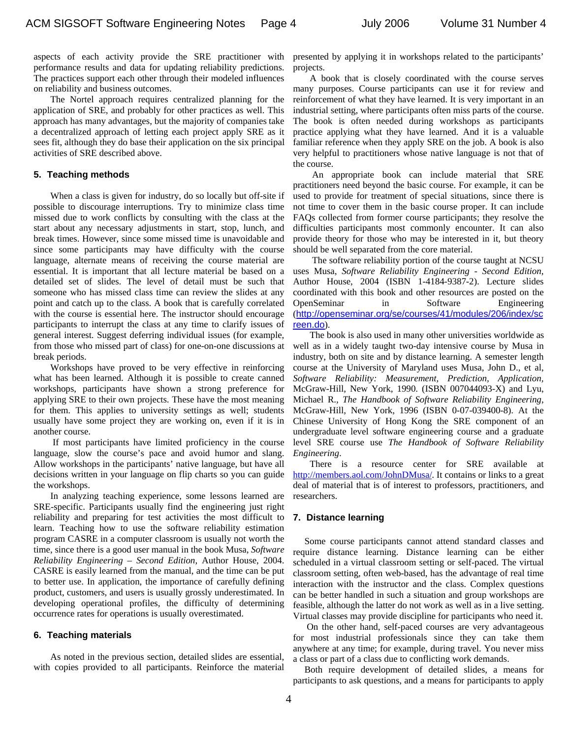aspects of each activity provide the SRE practitioner with performance results and data for updating reliability predictions. The practices support each other through their modeled influences on reliability and business outcomes.

The Nortel approach requires centralized planning for the application of SRE, and probably for other practices as well. This approach has many advantages, but the majority of companies take a decentralized approach of letting each project apply SRE as it sees fit, although they do base their application on the six principal activities of SRE described above.

## 5. Teaching methods

When a class is given for industry, do so locally but off-site if possible to discourage interruptions. Try to minimize class time missed due to work conflicts by consulting with the class at the start about any necessary adjustments in start, stop, lunch, and break times. However, since some missed time is unavoidable and since some participants may have difficulty with the course language, alternate means of receiving the course material are essential. It is important that all lecture material be based on a detailed set of slides. The level of detail must be such that someone who has missed class time can review the slides at any point and catch up to the class. A book that is carefully correlated with the course is essential here. The instructor should encourage participants to interrupt the class at any time to clarify issues of general interest. Suggest deferring individual issues (for example, from those who missed part of class) for one-on-one discussions at break periods.

Workshops have proved to be very effective in reinforcing what has been learned. Although it is possible to create canned workshops, participants have shown a strong preference for applying SRE to their own projects. These have the most meaning for them. This applies to university settings as well; students usually have some project they are working on, even if it is in another course.

If most participants have limited proficiency in the course language, slow the course's pace and avoid humor and slang. Allow workshops in the participants' native language, but have all decisions written in your language on flip charts so you can guide the workshops.

In analyzing teaching experience, some lessons learned are SRE-specific. Participants usually find the engineering just right reliability and preparing for test activities the most difficult to learn. Teaching how to use the software reliability estimation program CASRE in a computer classroom is usually not worth the time, since there is a good user manual in the book Musa, *Software Reliability Engineering – Second Edition*, Author House, 2004. CASRE is easily learned from the manual, and the time can be put to better use. In application, the importance of carefully defining product, customers, and users is usually grossly underestimated. In developing operational profiles, the difficulty of determining occurrence rates for operations is usually overestimated.

## 6. Teaching materials

As noted in the previous section, detailed slides are essential, with copies provided to all participants. Reinforce the material presented by applying it in workshops related to the participants' projects.

A book that is closely coordinated with the course serves many purposes. Course participants can use it for review and reinforcement of what they have learned. It is very important in an industrial setting, where participants often miss parts of the course. The book is often needed during workshops as participants practice applying what they have learned. And it is a valuable familiar reference when they apply SRE on the job. A book is also very helpful to practitioners whose native language is not that of the course.

An appropriate book can include material that SRE practitioners need beyond the basic course. For example, it can be used to provide for treatment of special situations, since there is not time to cover them in the basic course proper. It can include FAQs collected from former course participants; they resolve the difficulties participants most commonly encounter. It can also provide theory for those who may be interested in it, but theory should be well separated from the core material.

The software reliability portion of the course taught at NCSU uses Musa, *Software Reliability Engineering - Second Edition*, Author House, 2004 (ISBN 1-4184-9387-2). Lecture slides coordinated with this book and other resources are posted on the OpenSeminar in Software Engineering (http://openseminar.org/se/courses/41/modules/206/index/screen.do).

The book is also used in many other universities worldwide as well as in a widely taught two-day intensive course by Musa in industry, both on site and by distance learning. A semester length course at the University of Maryland uses Musa, John D., et al, *Software Reliability: Measurement, Prediction, Application*, McGraw-Hill, New York, 1990. (ISBN 007044093-X) and Lyu, Michael R., *The Handbook of Software Reliability Engineering*, McGraw-Hill, New York, 1996 (ISBN 0-07-039400-8). At the Chinese University of Hong Kong the SRE component of an undergraduate level software engineering course and a graduate level SRE course use *The Handbook of Software Reliability Engineering*.

There is a resource center for SRE available at http://members.aol.com/JohnDMusa/. It contains or links to a great deal of material that is of interest to professors, practitioners, and researchers.

## 7. Distance learning

Some course participants cannot attend standard classes and require distance learning. Distance learning can be either scheduled in a virtual classroom setting or self-paced. The virtual classroom setting, often web-based, has the advantage of real time interaction with the instructor and the class. Complex questions can be better handled in such a situation and group workshops are feasible, although the latter do not work as well as in a live setting. Virtual classes may provide discipline for participants who need it.

On the other hand, self-paced courses are very advantageous for most industrial professionals since they can take them anywhere at any time; for example, during travel. You never miss a class or part of a class due to conflicting work demands.

Both require development of detailed slides, a means for participants to ask questions, and a means for participants to apply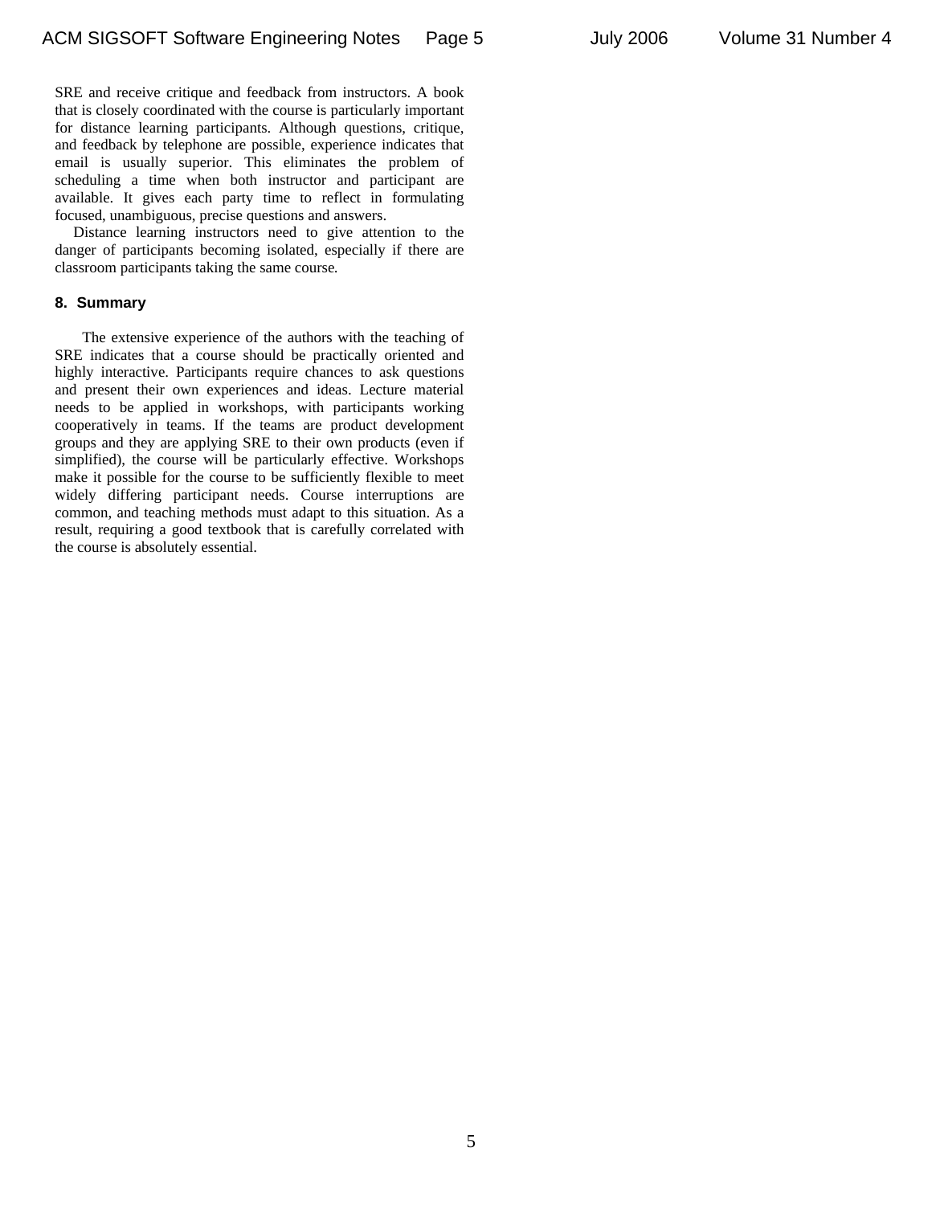SRE and receive critique and feedback from instructors. A book that is closely coordinated with the course is particularly important for distance learning participants. Although questions, critique, and feedback by telephone are possible, experience indicates that email is usually superior. This eliminates the problem of scheduling a time when both instructor and participant are available. It gives each party time to reflect in formulating focused, unambiguous, precise questions and answers.

Distance learning instructors need to give attention to the danger of participants becoming isolated, especially if there are classroom participants taking the same course.

## 8. Summary

The extensive experience of the authors with the teaching of SRE indicates that a course should be practically oriented and highly interactive. Participants require chances to ask questions and present their own experiences and ideas. Lecture material needs to be applied in workshops, with participants working cooperatively in teams. If the teams are product development groups and they are applying SRE to their own products (even if simplified), the course will be particularly effective. Workshops make it possible for the course to be sufficiently flexible to meet widely differing participant needs. Course interruptions are common, and teaching methods must adapt to this situation. As a result, requiring a good textbook that is carefully correlated with the course is absolutely essential.